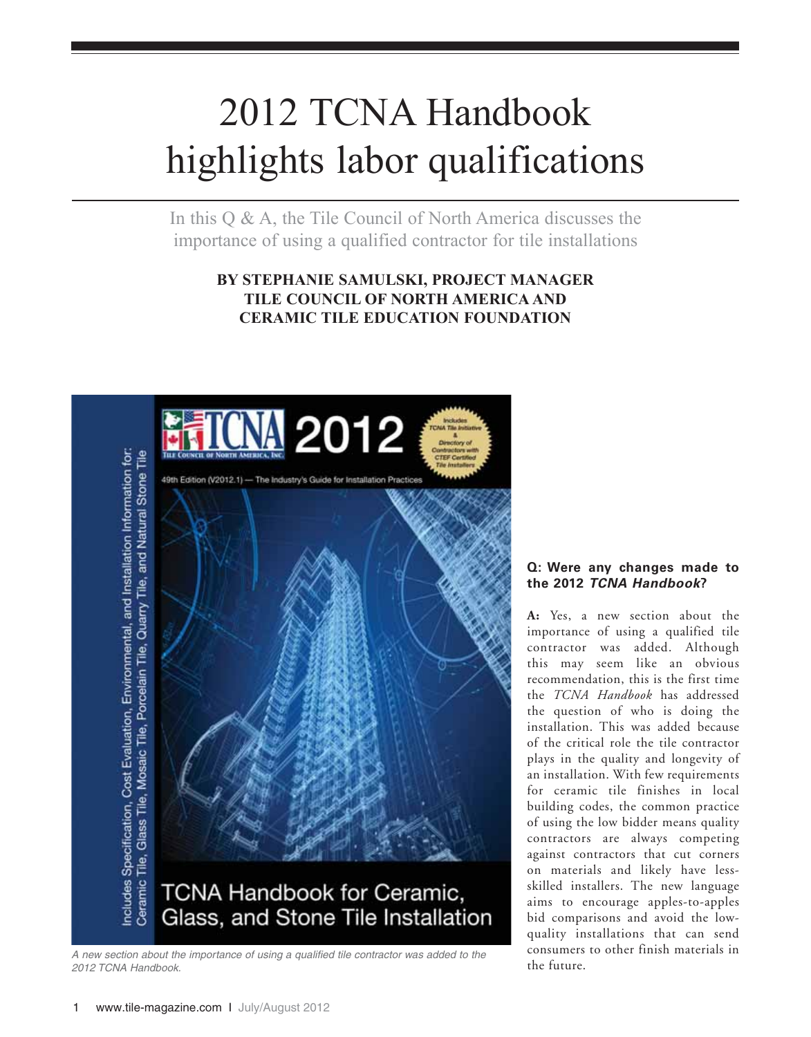# 2012 TCNA Handbook highlights labor qualifications

In this Q & A, the Tile Council of North America discusses the importance of using a qualified contractor for tile installations

**BY STEPHANIE SAMULSKI, PROJECT MANAGER TILE COUNCIL OF NORTH AMERICA AND CERAMIC TILE EDUCATION FOUNDATION**

*A new section about the importance of using a qualified tile contractor was added to the 2012 TCNA Handbook.*

**Q: Were any changes made to the 2012 *TCNA Handbook*?**

**A:** Yes, a new section about the importance of using a qualified tile contractor was added. Although this may seem like an obvious recommendation, this is the first time the *TCNA Handbook* has addressed the question of who is doing the installation. This was added because of the critical role the tile contractor plays in the quality and longevity of an installation. With few requirements for ceramic tile finishes in local building codes, the common practice of using the low bidder means quality contractors are always competing against contractors that cut corners on materials and likely have less-skilled installers. The new language aims to encourage apples-to-apples bid comparisons and avoid the low-quality installations that can send consumers to other finish materials in the future.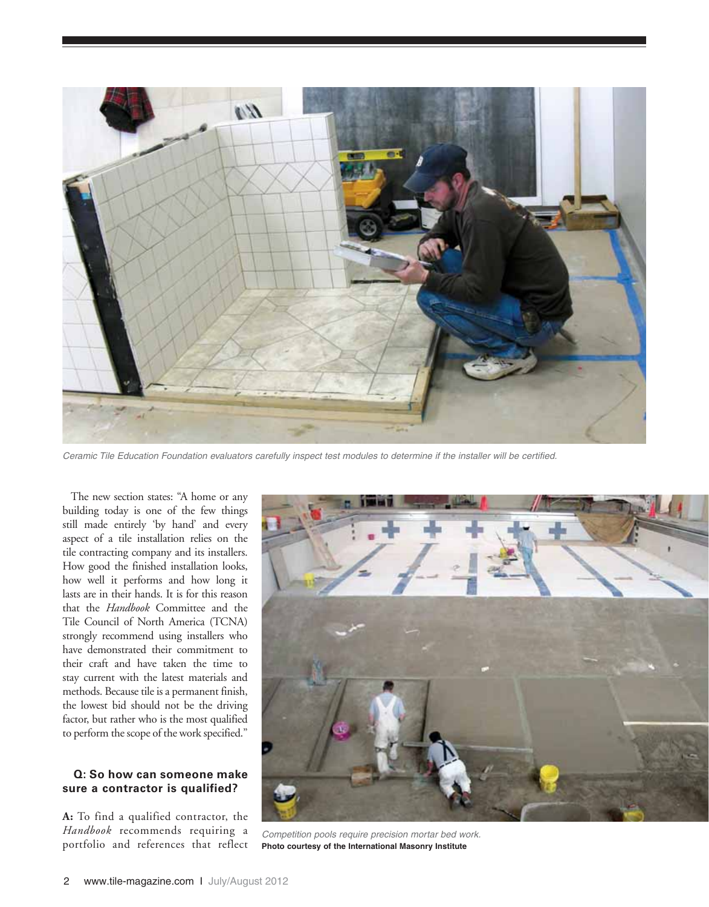Ceramic Tile Education Foundation evaluators carefully inspect test modules to determine if the installer will be certified.

The new section states: "A home or any building today is one of the few things still made entirely 'by hand' and every aspect of a tile installation relies on the tile contracting company and its installers. How good the finished installation looks, how well it performs and how long it lasts are in their hands. It is for this reason that the *Handbook* Committee and the Tile Council of North America (TCNA) strongly recommend using installers who have demonstrated their commitment to their craft and have taken the time to stay current with the latest materials and methods. Because tile is a permanent finish, the lowest bid should not be the driving factor, but rather who is the most qualified to perform the scope of the work specified."

Competition pools require precision mortar bed work.
**Photo courtesy of the International Masonry Institute**

### Q: So how can someone make sure a contractor is qualified?

**A:** To find a qualified contractor, the *Handbook* recommends requiring a portfolio and references that reflect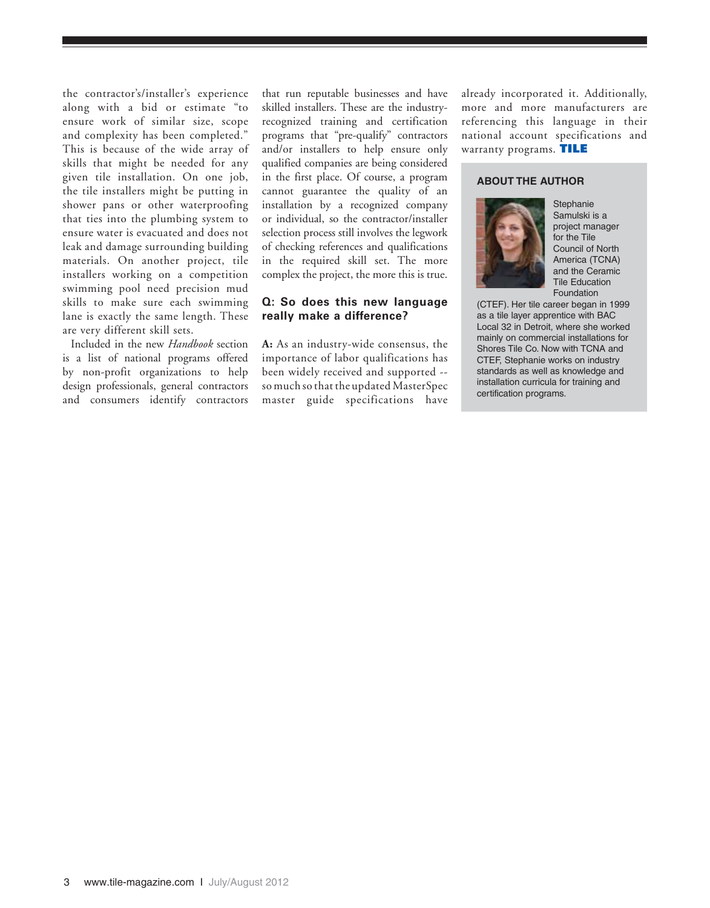the contractor's/installer's experience along with a bid or estimate "to ensure work of similar size, scope and complexity has been completed." This is because of the wide array of skills that might be needed for any given tile installation. On one job, the tile installers might be putting in shower pans or other waterproofing that ties into the plumbing system to ensure water is evacuated and does not leak and damage surrounding building materials. On another project, tile installers working on a competition swimming pool need precision mud skills to make sure each swimming lane is exactly the same length. These are very different skill sets.

Included in the new *Handbook* section is a list of national programs offered by non-profit organizations to help design professionals, general contractors and consumers identify contractors that run reputable businesses and have skilled installers. These are the industry-recognized training and certification programs that "pre-qualify" contractors and/or installers to help ensure only qualified companies are being considered in the first place. Of course, a program cannot guarantee the quality of an installation by a recognized company or individual, so the contractor/installer selection process still involves the legwork of checking references and qualifications in the required skill set. The more complex the project, the more this is true.

### Q: So does this new language really make a difference?

**A:** As an industry-wide consensus, the importance of labor qualifications has been widely received and supported -- so much so that the updated MasterSpec master guide specifications have already incorporated it. Additionally, more and more manufacturers are referencing this language in their national account specifications and warranty programs. **TILE**

#### ABOUT THE AUTHOR

Stephanie Samulski is a project manager for the Tile Council of North America (TCNA) and the Ceramic Tile Education Foundation (CTEF). Her tile career began in 1999 as a tile layer apprentice with BAC Local 32 in Detroit, where she worked mainly on commercial installations for Shores Tile Co. Now with TCNA and CTEF, Stephanie works on industry standards as well as knowledge and installation curricula for training and certification programs.